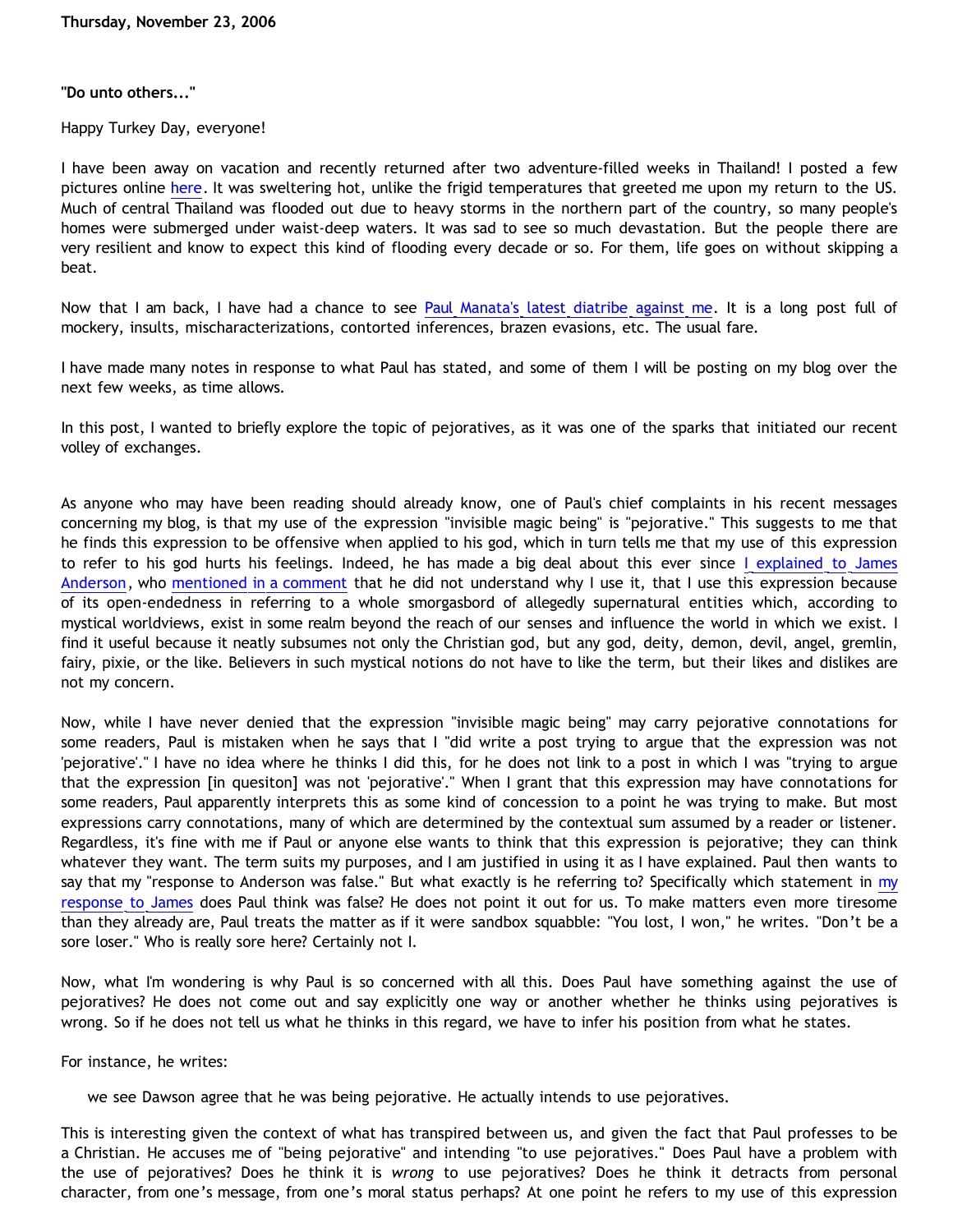**Thursday, November 23, 2006**

**"Do unto others..."**

Happy Turkey Day, everyone!

I have been away on vacation and recently returned after two adventure-filled weeks in Thailand! I posted a few pictures online here. It was sweltering hot, unlike the frigid temperatures that greeted me upon my return to the US. Much of central Thailand was flooded out due to heavy storms in the northern part of the country, so many people's homes were submerged under waist-deep waters. It was sad to see so much devastation. But the people there are very resilient and know to expect this kind of flooding every decade or so. For them, life goes on without skipping a beat.

Now that I am back, I have had a chance to see Paul Manata's latest diatribe against me. It is a long post full of mockery, insults, mischaracterizations, contorted inferences, brazen evasions, etc. The usual fare.

I have made many notes in response to what Paul has stated, and some of them I will be posting on my blog over the next few weeks, as time allows.

In this post, I wanted to briefly explore the topic of pejoratives, as it was one of the sparks that initiated our recent volley of exchanges.

As anyone who may have been reading should already know, one of Paul's chief complaints in his recent messages concerning my blog, is that my use of the expression "invisible magic being" is "pejorative." This suggests to me that he finds this expression to be offensive when applied to his god, which in turn tells me that my use of this expression to refer to his god hurts his feelings. Indeed, he has made a big deal about this ever since I explained to James Anderson, who mentioned in a comment that he did not understand why I use it, that I use this expression because of its open-endedness in referring to a whole smorgasbord of allegedly supernatural entities which, according to mystical worldviews, exist in some realm beyond the reach of our senses and influence the world in which we exist. I find it useful because it neatly subsumes not only the Christian god, but any god, deity, demon, devil, angel, gremlin, fairy, pixie, or the like. Believers in such mystical notions do not have to like the term, but their likes and dislikes are not my concern.

Now, while I have never denied that the expression "invisible magic being" may carry pejorative connotations for some readers, Paul is mistaken when he says that I "did write a post trying to argue that the expression was not 'pejorative'." I have no idea where he thinks I did this, for he does not link to a post in which I was "trying to argue that the expression [in quesiton] was not 'pejorative'." When I grant that this expression may have connotations for some readers, Paul apparently interprets this as some kind of concession to a point he was trying to make. But most expressions carry connotations, many of which are determined by the contextual sum assumed by a reader or listener. Regardless, it's fine with me if Paul or anyone else wants to think that this expression is pejorative; they can think whatever they want. The term suits my purposes, and I am justified in using it as I have explained. Paul then wants to say that my "response to Anderson was false." But what exactly is he referring to? Specifically which statement in my response to James does Paul think was false? He does not point it out for us. To make matters even more tiresome than they already are, Paul treats the matter as if it were sandbox squabble: "You lost, I won," he writes. "Don't be a sore loser." Who is really sore here? Certainly not I.

Now, what I'm wondering is why Paul is so concerned with all this. Does Paul have something against the use of pejoratives? He does not come out and say explicitly one way or another whether he thinks using pejoratives is wrong. So if he does not tell us what he thinks in this regard, we have to infer his position from what he states.

For instance, he writes:

> we see Dawson agree that he was being pejorative. He actually intends to use pejoratives.

This is interesting given the context of what has transpired between us, and given the fact that Paul professes to be a Christian. He accuses me of "being pejorative" and intending "to use pejoratives." Does Paul have a problem with the use of pejoratives? Does he think it is *wrong* to use pejoratives? Does he think it detracts from personal character, from one's message, from one's moral status perhaps? At one point he refers to my use of this expression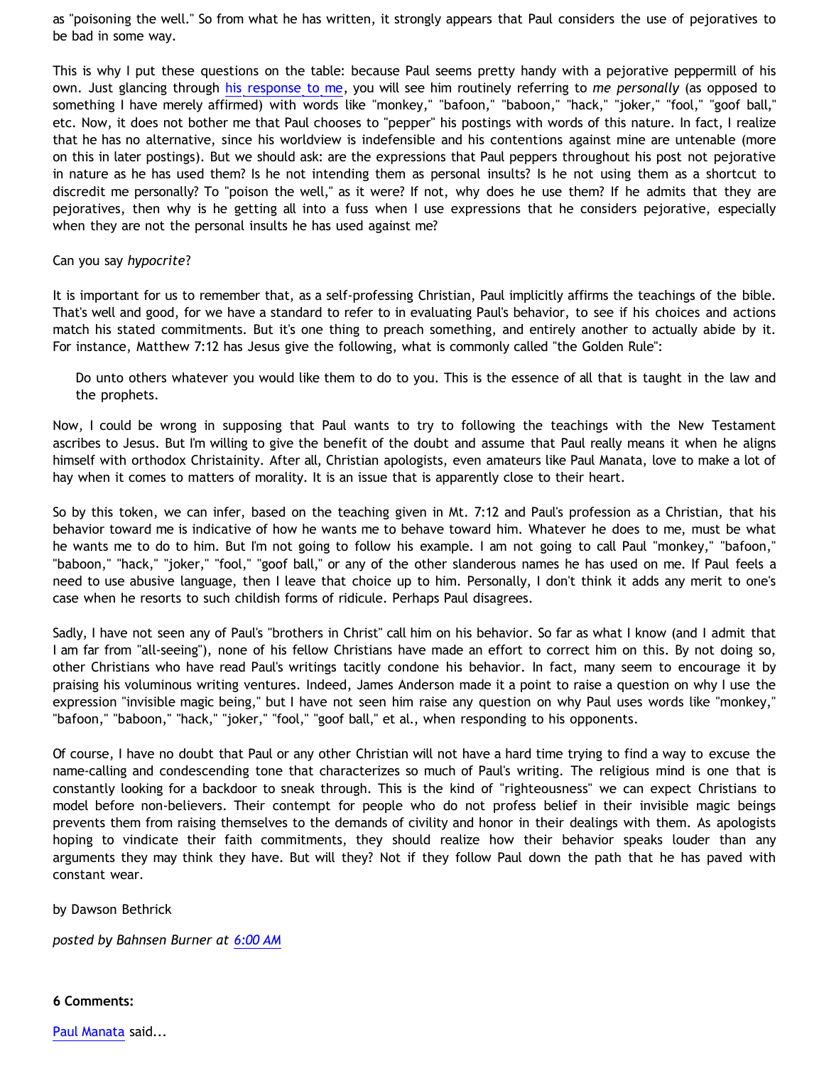as "poisoning the well." So from what he has written, it strongly appears that Paul considers the use of pejoratives to be bad in some way.

This is why I put these questions on the table: because Paul seems pretty handy with a pejorative peppermill of his own. Just glancing through [his response to me](), you will see him routinely referring to *me personally* (as opposed to something I have merely affirmed) with words like "monkey," "bafoon," "baboon," "hack," "joker," "fool," "goof ball," etc. Now, it does not bother me that Paul chooses to "pepper" his postings with words of this nature. In fact, I realize that he has no alternative, since his worldview is indefensible and his contentions against mine are untenable (more on this in later postings). But we should ask: are the expressions that Paul peppers throughout his post not pejorative in nature as he has used them? Is he not intending them as personal insults? Is he not using them as a shortcut to discredit me personally? To "poison the well," as it were? If not, why does he use them? If he admits that they are pejoratives, then why is he getting all into a fuss when I use expressions that he considers pejorative, especially when they are not the personal insults he has used against me?

Can you say *hypocrite*?

It is important for us to remember that, as a self-professing Christian, Paul implicitly affirms the teachings of the bible. That's well and good, for we have a standard to refer to in evaluating Paul's behavior, to see if his choices and actions match his stated commitments. But it's one thing to preach something, and entirely another to actually abide by it. For instance, Matthew 7:12 has Jesus give the following, what is commonly called "the Golden Rule":

> Do unto others whatever you would like them to do to you. This is the essence of all that is taught in the law and the prophets.

Now, I could be wrong in supposing that Paul wants to try to following the teachings with the New Testament ascribes to Jesus. But I'm willing to give the benefit of the doubt and assume that Paul really means it when he aligns himself with orthodox Christainity. After all, Christian apologists, even amateurs like Paul Manata, love to make a lot of hay when it comes to matters of morality. It is an issue that is apparently close to their heart.

So by this token, we can infer, based on the teaching given in Mt. 7:12 and Paul's profession as a Christian, that his behavior toward me is indicative of how he wants me to behave toward him. Whatever he does to me, must be what he wants me to do to him. But I'm not going to follow his example. I am not going to call Paul "monkey," "bafoon," "baboon," "hack," "joker," "fool," "goof ball," or any of the other slanderous names he has used on me. If Paul feels a need to use abusive language, then I leave that choice up to him. Personally, I don't think it adds any merit to one's case when he resorts to such childish forms of ridicule. Perhaps Paul disagrees.

Sadly, I have not seen any of Paul's "brothers in Christ" call him on his behavior. So far as what I know (and I admit that I am far from "all-seeing"), none of his fellow Christians have made an effort to correct him on this. By not doing so, other Christians who have read Paul's writings tacitly condone his behavior. In fact, many seem to encourage it by praising his voluminous writing ventures. Indeed, James Anderson made it a point to raise a question on why I use the expression "invisible magic being," but I have not seen him raise any question on why Paul uses words like "monkey," "bafoon," "baboon," "hack," "joker," "fool," "goof ball," et al., when responding to his opponents.

Of course, I have no doubt that Paul or any other Christian will not have a hard time trying to find a way to excuse the name-calling and condescending tone that characterizes so much of Paul's writing. The religious mind is one that is constantly looking for a backdoor to sneak through. This is the kind of "righteousness" we can expect Christians to model before non-believers. Their contempt for people who do not profess belief in their invisible magic beings prevents them from raising themselves to the demands of civility and honor in their dealings with them. As apologists hoping to vindicate their faith commitments, they should realize how their behavior speaks louder than any arguments they may think they have. But will they? Not if they follow Paul down the path that he has paved with constant wear.

by Dawson Bethrick

*posted by Bahnsen Burner at [6:00 AM]()*

**6 Comments:**

[Paul Manata]() said...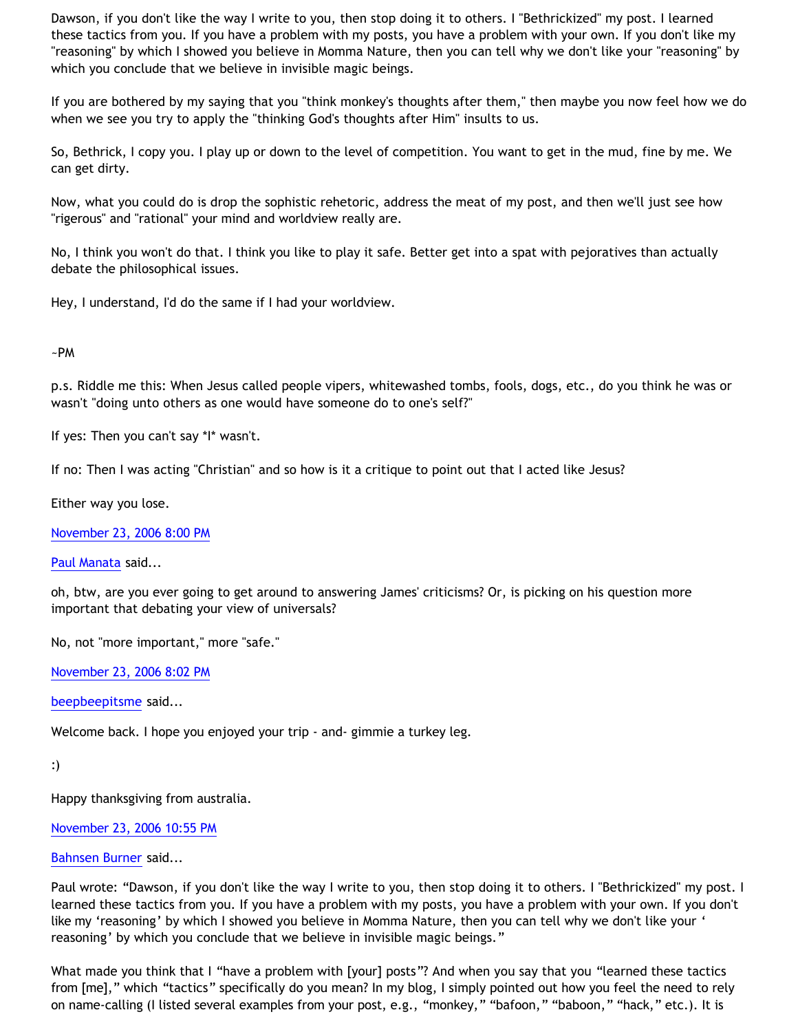Dawson, if you don't like the way I write to you, then stop doing it to others. I "Bethrickized" my post. I learned these tactics from you. If you have a problem with my posts, you have a problem with your own. If you don't like my "reasoning" by which I showed you believe in Momma Nature, then you can tell why we don't like your "reasoning" by which you conclude that we believe in invisible magic beings.

If you are bothered by my saying that you "think monkey's thoughts after them," then maybe you now feel how we do when we see you try to apply the "thinking God's thoughts after Him" insults to us.

So, Bethrick, I copy you. I play up or down to the level of competition. You want to get in the mud, fine by me. We can get dirty.

Now, what you could do is drop the sophistic rehetoric, address the meat of my post, and then we'll just see how "rigerous" and "rational" your mind and worldview really are.

No, I think you won't do that. I think you like to play it safe. Better get into a spat with pejoratives than actually debate the philosophical issues.

Hey, I understand, I'd do the same if I had your worldview.

~PM

p.s. Riddle me this: When Jesus called people vipers, whitewashed tombs, fools, dogs, etc., do you think he was or wasn't "doing unto others as one would have someone do to one's self?"

If yes: Then you can't say *I* wasn't.

If no: Then I was acting "Christian" and so how is it a critique to point out that I acted like Jesus?

Either way you lose.

November 23, 2006 8:00 PM

Paul Manata said...

oh, btw, are you ever going to get around to answering James' criticisms? Or, is picking on his question more important that debating your view of universals?

No, not "more important," more "safe."

November 23, 2006 8:02 PM

beepbeepitsme said...

Welcome back. I hope you enjoyed your trip - and- gimmie a turkey leg.

:)

Happy thanksgiving from australia.

November 23, 2006 10:55 PM

Bahnsen Burner said...

Paul wrote: "Dawson, if you don't like the way I write to you, then stop doing it to others. I "Bethrickized" my post. I learned these tactics from you. If you have a problem with my posts, you have a problem with your own. If you don't like my 'reasoning' by which I showed you believe in Momma Nature, then you can tell why we don't like your ' reasoning' by which you conclude that we believe in invisible magic beings."

What made you think that I "have a problem with [your] posts"? And when you say that you "learned these tactics from [me]," which "tactics" specifically do you mean? In my blog, I simply pointed out how you feel the need to rely on name-calling (I listed several examples from your post, e.g., "monkey," "bafoon," "baboon," "hack," etc.). It is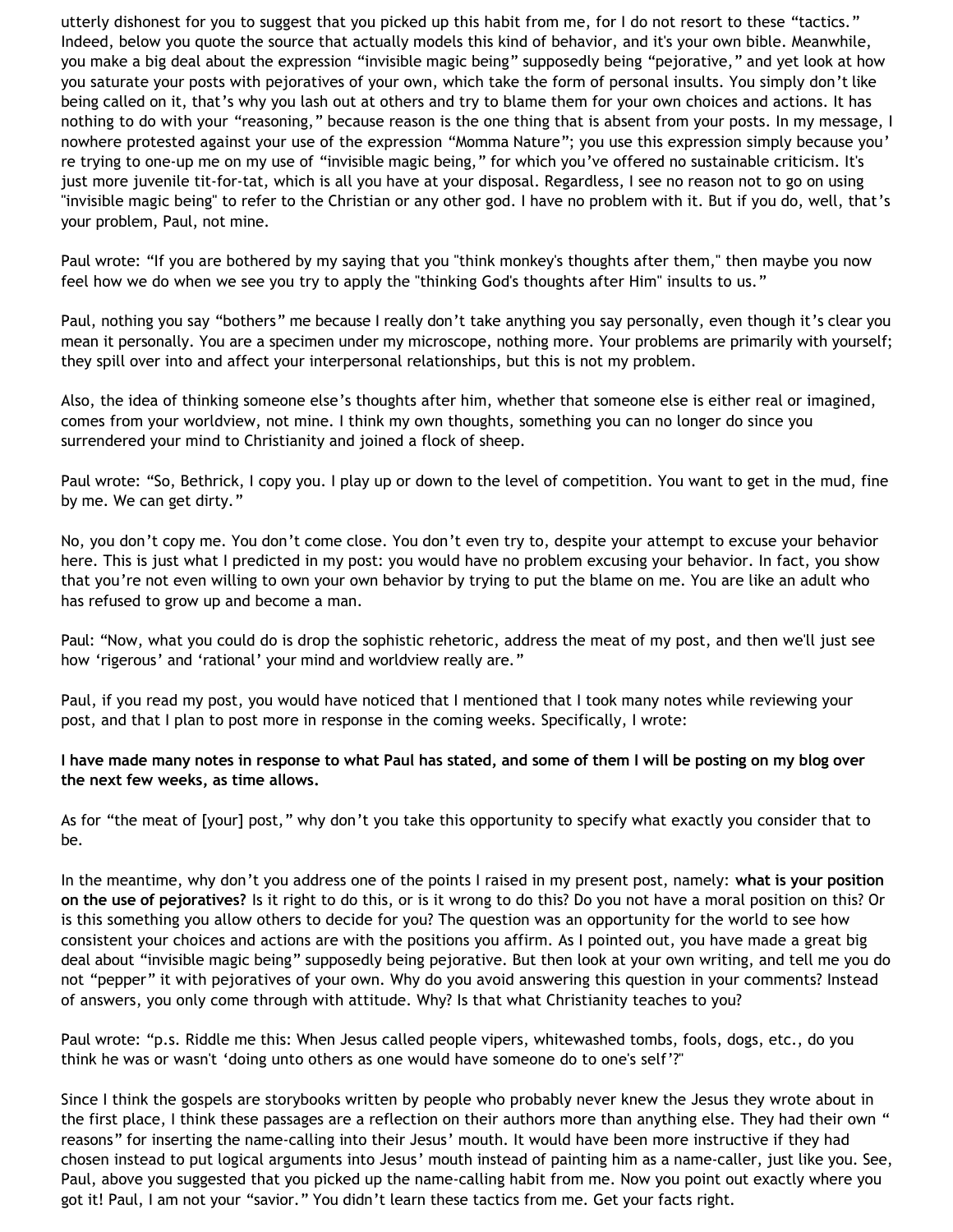utterly dishonest for you to suggest that you picked up this habit from me, for I do not resort to these "tactics." Indeed, below you quote the source that actually models this kind of behavior, and it's your own bible. Meanwhile, you make a big deal about the expression "invisible magic being" supposedly being "pejorative," and yet look at how you saturate your posts with pejoratives of your own, which take the form of personal insults. You simply don't like being called on it, that's why you lash out at others and try to blame them for your own choices and actions. It has nothing to do with your "reasoning," because reason is the one thing that is absent from your posts. In my message, I nowhere protested against your use of the expression "Momma Nature"; you use this expression simply because you're trying to one-up me on my use of "invisible magic being," for which you've offered no sustainable criticism. It's just more juvenile tit-for-tat, which is all you have at your disposal. Regardless, I see no reason not to go on using "invisible magic being" to refer to the Christian or any other god. I have no problem with it. But if you do, well, that's your problem, Paul, not mine.

Paul wrote: "If you are bothered by my saying that you "think monkey's thoughts after them," then maybe you now feel how we do when we see you try to apply the "thinking God's thoughts after Him" insults to us."

Paul, nothing you say "bothers" me because I really don't take anything you say personally, even though it's clear you mean it personally. You are a specimen under my microscope, nothing more. Your problems are primarily with yourself; they spill over into and affect your interpersonal relationships, but this is not my problem.

Also, the idea of thinking someone else's thoughts after him, whether that someone else is either real or imagined, comes from your worldview, not mine. I think my own thoughts, something you can no longer do since you surrendered your mind to Christianity and joined a flock of sheep.

Paul wrote: "So, Bethrick, I copy you. I play up or down to the level of competition. You want to get in the mud, fine by me. We can get dirty."

No, you don't copy me. You don't come close. You don't even try to, despite your attempt to excuse your behavior here. This is just what I predicted in my post: you would have no problem excusing your behavior. In fact, you show that you're not even willing to own your own behavior by trying to put the blame on me. You are like an adult who has refused to grow up and become a man.

Paul: "Now, what you could do is drop the sophistic rehetoric, address the meat of my post, and then we'll just see how 'rigerous' and 'rational' your mind and worldview really are."

Paul, if you read my post, you would have noticed that I mentioned that I took many notes while reviewing your post, and that I plan to post more in response in the coming weeks. Specifically, I wrote:

**I have made many notes in response to what Paul has stated, and some of them I will be posting on my blog over the next few weeks, as time allows.**

As for "the meat of [your] post," why don't you take this opportunity to specify what exactly you consider that to be.

In the meantime, why don't you address one of the points I raised in my present post, namely: **what is your position on the use of pejoratives?** Is it right to do this, or is it wrong to do this? Do you not have a moral position on this? Or is this something you allow others to decide for you? The question was an opportunity for the world to see how consistent your choices and actions are with the positions you affirm. As I pointed out, you have made a great big deal about "invisible magic being" supposedly being pejorative. But then look at your own writing, and tell me you do not "pepper" it with pejoratives of your own. Why do you avoid answering this question in your comments? Instead of answers, you only come through with attitude. Why? Is that what Christianity teaches to you?

Paul wrote: "p.s. Riddle me this: When Jesus called people vipers, whitewashed tombs, fools, dogs, etc., do you think he was or wasn't 'doing unto others as one would have someone do to one's self'?"

Since I think the gospels are storybooks written by people who probably never knew the Jesus they wrote about in the first place, I think these passages are a reflection on their authors more than anything else. They had their own "reasons" for inserting the name-calling into their Jesus' mouth. It would have been more instructive if they had chosen instead to put logical arguments into Jesus' mouth instead of painting him as a name-caller, just like you. See, Paul, above you suggested that you picked up the name-calling habit from me. Now you point out exactly where you got it! Paul, I am not your "savior." You didn't learn these tactics from me. Get your facts right.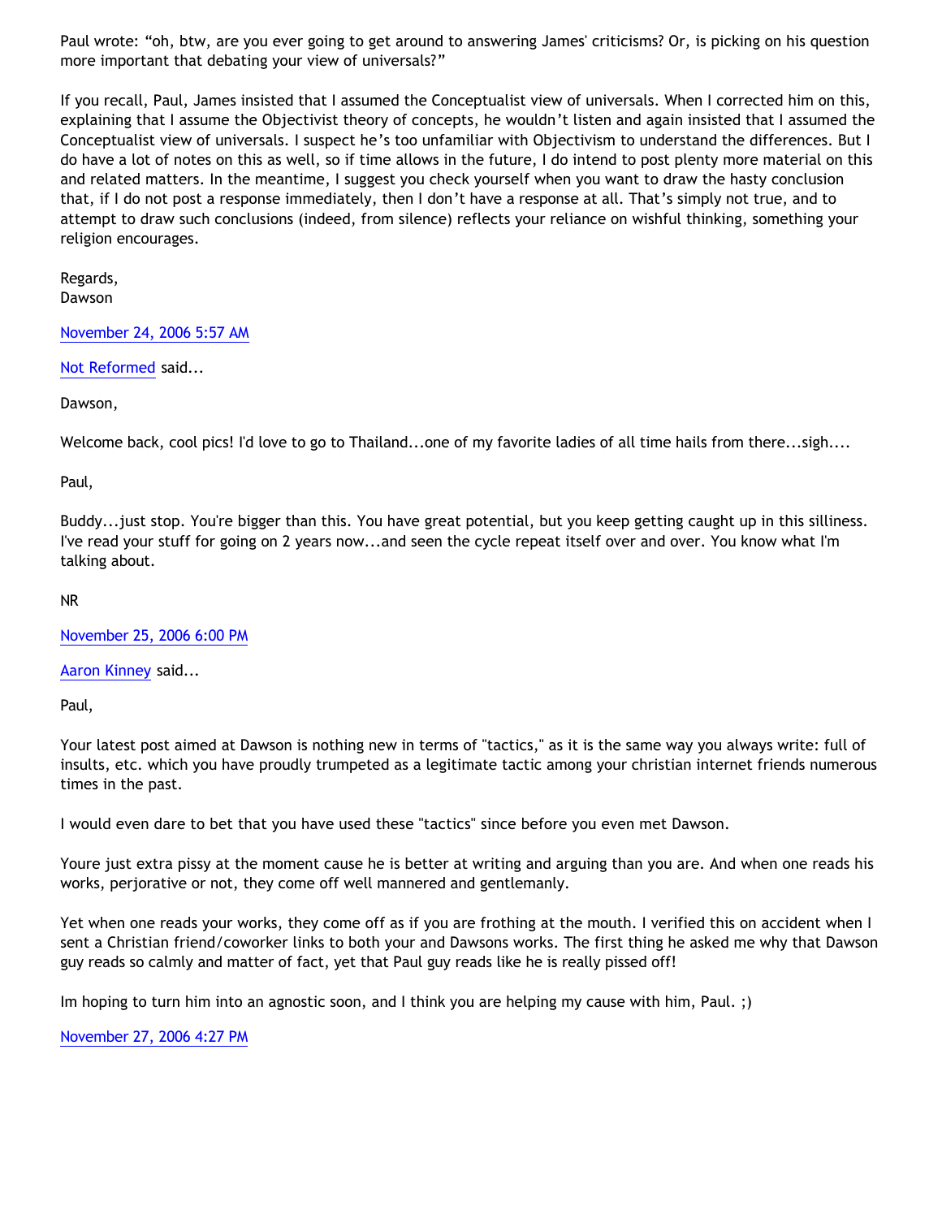Paul wrote: “oh, btw, are you ever going to get around to answering James' criticisms? Or, is picking on his question more important that debating your view of universals?”

If you recall, Paul, James insisted that I assumed the Conceptualist view of universals. When I corrected him on this, explaining that I assume the Objectivist theory of concepts, he wouldn’t listen and again insisted that I assumed the Conceptualist view of universals. I suspect he’s too unfamiliar with Objectivism to understand the differences. But I do have a lot of notes on this as well, so if time allows in the future, I do intend to post plenty more material on this and related matters. In the meantime, I suggest you check yourself when you want to draw the hasty conclusion that, if I do not post a response immediately, then I don’t have a response at all. That’s simply not true, and to attempt to draw such conclusions (indeed, from silence) reflects your reliance on wishful thinking, something your religion encourages.

Regards,
Dawson

November 24, 2006 5:57 AM

Not Reformed said...

Dawson,

Welcome back, cool pics! I'd love to go to Thailand...one of my favorite ladies of all time hails from there...sigh....

Paul,

Buddy...just stop. You're bigger than this. You have great potential, but you keep getting caught up in this silliness. I've read your stuff for going on 2 years now...and seen the cycle repeat itself over and over. You know what I'm talking about.

NR

November 25, 2006 6:00 PM

Aaron Kinney said...

Paul,

Your latest post aimed at Dawson is nothing new in terms of "tactics," as it is the same way you always write: full of insults, etc. which you have proudly trumpeted as a legitimate tactic among your christian internet friends numerous times in the past.

I would even dare to bet that you have used these "tactics" since before you even met Dawson.

Youre just extra pissy at the moment cause he is better at writing and arguing than you are. And when one reads his works, perjorative or not, they come off well mannered and gentlemanly.

Yet when one reads your works, they come off as if you are frothing at the mouth. I verified this on accident when I sent a Christian friend/coworker links to both your and Dawsons works. The first thing he asked me why that Dawson guy reads so calmly and matter of fact, yet that Paul guy reads like he is really pissed off!

Im hoping to turn him into an agnostic soon, and I think you are helping my cause with him, Paul. ;)

November 27, 2006 4:27 PM